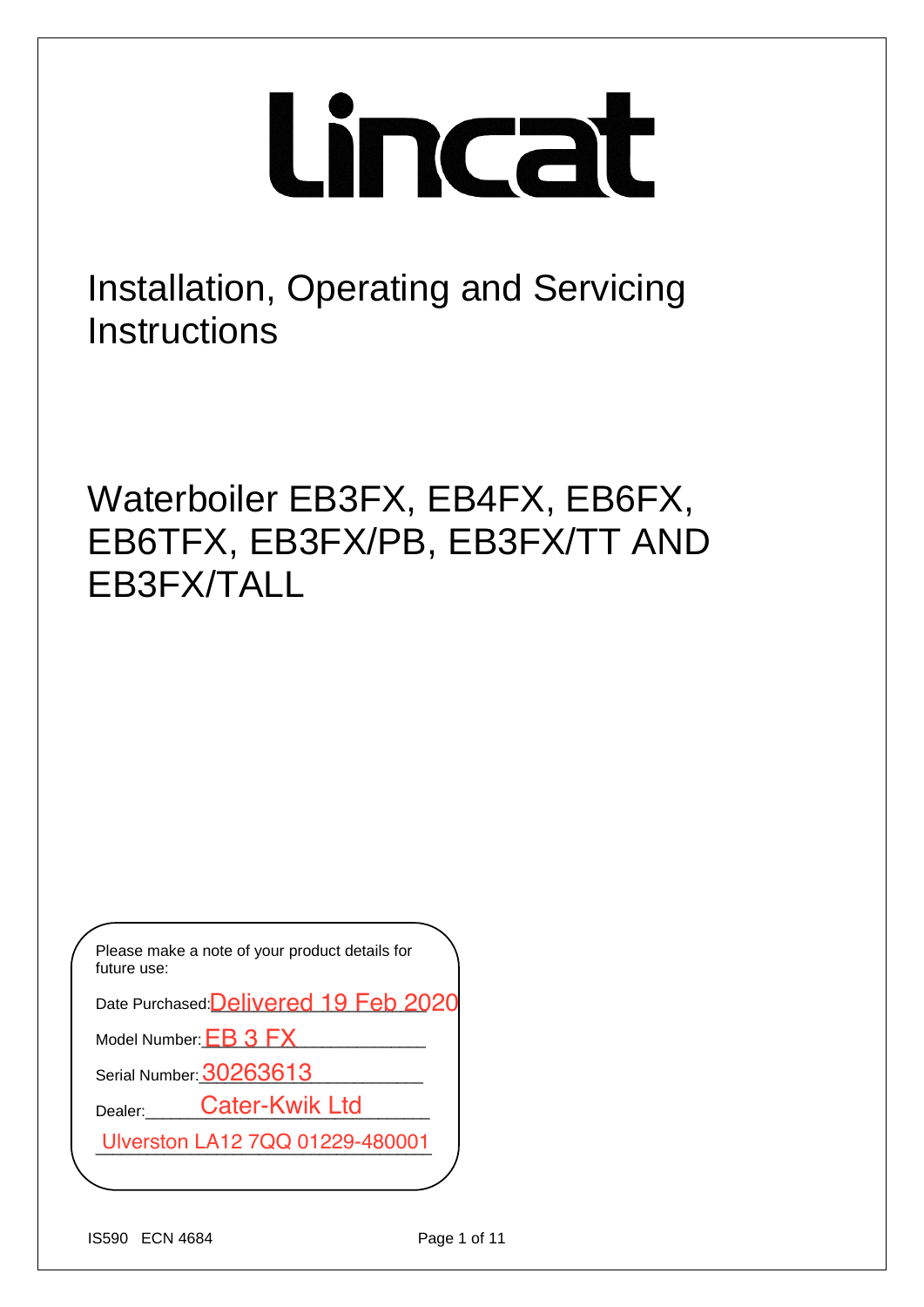# lincat

## Installation, Operating and Servicing Instructions

## Waterboiler EB3FX, EB4FX, EB6FX, EB6TFX, EB3FX/PB, EB3FX/TT AND EB3FX/TALL

Please make a note of your product details for future use:

Date Purchased: Delivered 19 Feb 2020

Model Number: EB 3 FX

Serial Number: 30263613

Dealer: Cater-Kwik Ltd

Ulverston LA12 7QQ 01229-480001

IS590 ECN 4684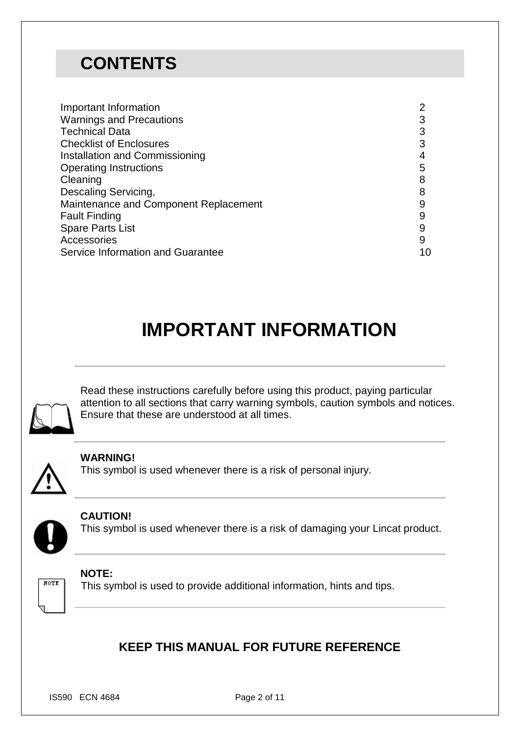## CONTENTS

| | |
|---|---|
| Important Information | 2 |
| Warnings and Precautions | 3 |
| Technical Data | 3 |
| Checklist of Enclosures | 3 |
| Installation and Commissioning | 4 |
| Operating Instructions | 5 |
| Cleaning | 8 |
| Descaling Servicing, | 8 |
| Maintenance and Component Replacement | 9 |
| Fault Finding | 9 |
| Spare Parts List | 9 |
| Accessories | 9 |
| Service Information and Guarantee | 10 |

# IMPORTANT INFORMATION

Read these instructions carefully before using this product, paying particular attention to all sections that carry warning symbols, caution symbols and notices. Ensure that these are understood at all times.

**WARNING!**
This symbol is used whenever there is a risk of personal injury.

**CAUTION!**
This symbol is used whenever there is a risk of damaging your Lincat product.

**NOTE:**
This symbol is used to provide additional information, hints and tips.

**KEEP THIS MANUAL FOR FUTURE REFERENCE**

IS590 ECN 4684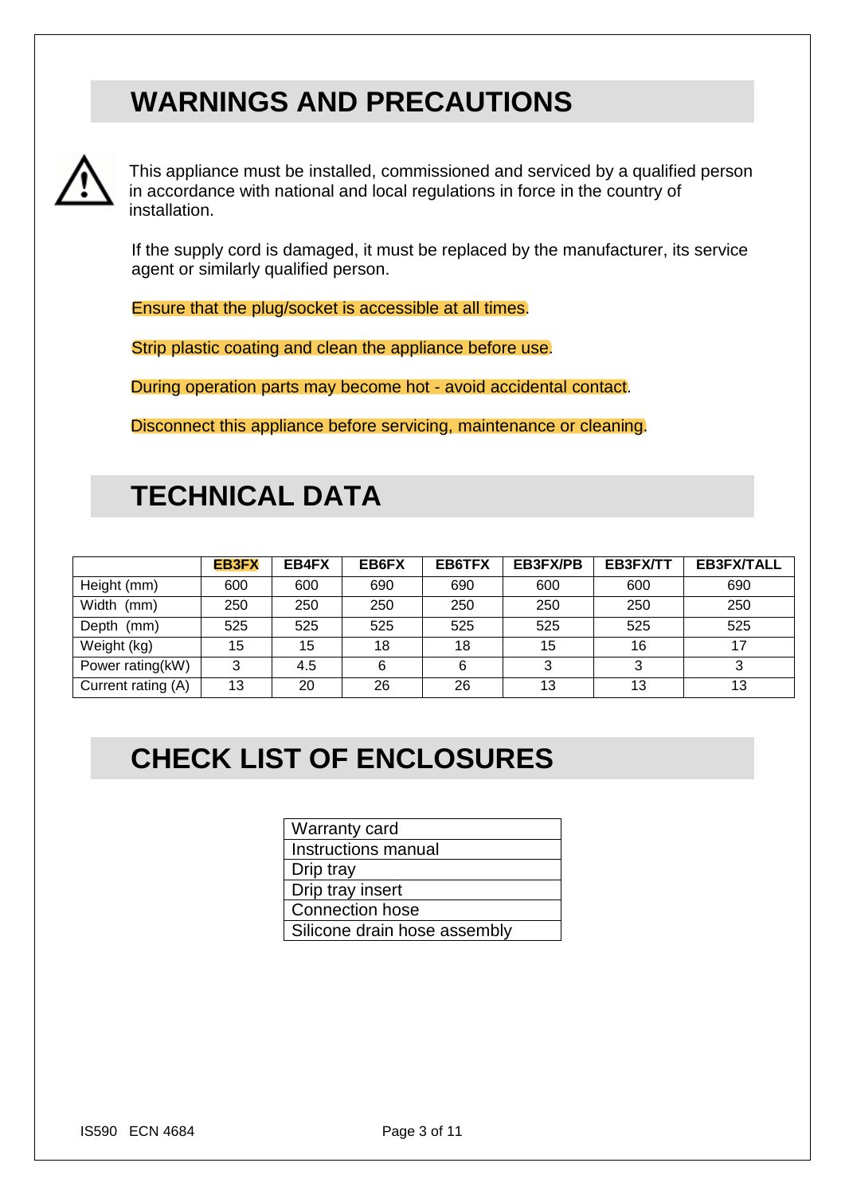## WARNINGS AND PRECAUTIONS

This appliance must be installed, commissioned and serviced by a qualified person in accordance with national and local regulations in force in the country of installation.

If the supply cord is damaged, it must be replaced by the manufacturer, its service agent or similarly qualified person.

Ensure that the plug/socket is accessible at all times.

Strip plastic coating and clean the appliance before use.

During operation parts may become hot - avoid accidental contact.

Disconnect this appliance before servicing, maintenance or cleaning.

## TECHNICAL DATA

| | EB3FX | EB4FX | EB6FX | EB6TFX | EB3FX/PB | EB3FX/TT | EB3FX/TALL |
|---|---|---|---|---|---|---|---|
| Height (mm) | 600 | 600 | 690 | 690 | 600 | 600 | 690 |
| Width (mm) | 250 | 250 | 250 | 250 | 250 | 250 | 250 |
| Depth (mm) | 525 | 525 | 525 | 525 | 525 | 525 | 525 |
| Weight (kg) | 15 | 15 | 18 | 18 | 15 | 16 | 17 |
| Power rating(kW) | 3 | 4.5 | 6 | 6 | 3 | 3 | 3 |
| Current rating (A) | 13 | 20 | 26 | 26 | 13 | 13 | 13 |

## CHECK LIST OF ENCLOSURES

| Warranty card |
|---|
| Instructions manual |
| Drip tray |
| Drip tray insert |
| Connection hose |
| Silicone drain hose assembly |

IS590 ECN 4684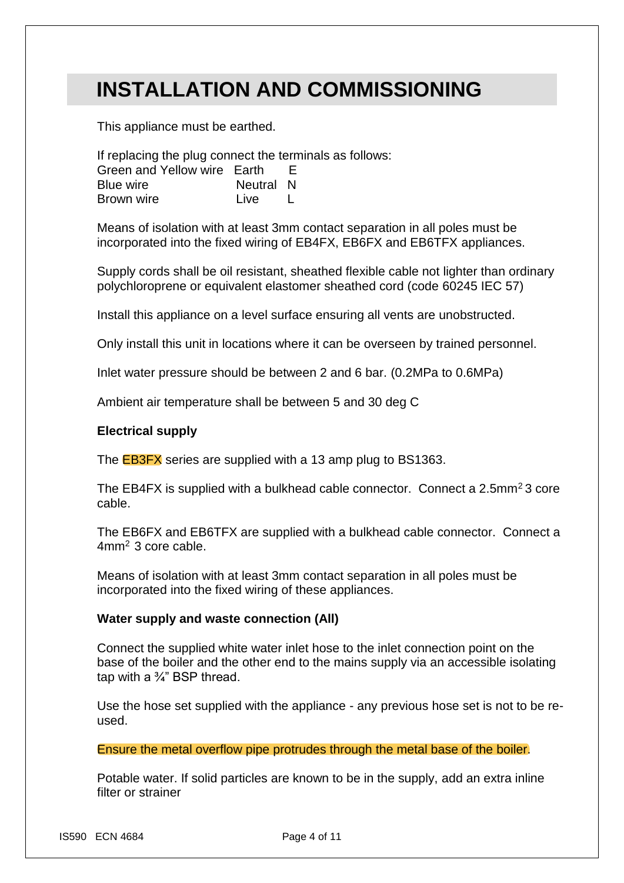# INSTALLATION AND COMMISSIONING

This appliance must be earthed.

If replacing the plug connect the terminals as follows:

| | | |
|---|---|---|
| Green and Yellow wire | Earth | E |
| Blue wire | Neutral | N |
| Brown wire | Live | L |

Means of isolation with at least 3mm contact separation in all poles must be incorporated into the fixed wiring of EB4FX, EB6FX and EB6TFX appliances.

Supply cords shall be oil resistant, sheathed flexible cable not lighter than ordinary polychloroprene or equivalent elastomer sheathed cord (code 60245 IEC 57)

Install this appliance on a level surface ensuring all vents are unobstructed.

Only install this unit in locations where it can be overseen by trained personnel.

Inlet water pressure should be between 2 and 6 bar. (0.2MPa to 0.6MPa)

Ambient air temperature shall be between 5 and 30 deg C

**Electrical supply**

The EB3FX series are supplied with a 13 amp plug to BS1363.

The EB4FX is supplied with a bulkhead cable connector. Connect a 2.5mm$^2$ 3 core cable.

The EB6FX and EB6TFX are supplied with a bulkhead cable connector. Connect a 4mm$^2$ 3 core cable.

Means of isolation with at least 3mm contact separation in all poles must be incorporated into the fixed wiring of these appliances.

**Water supply and waste connection (All)**

Connect the supplied white water inlet hose to the inlet connection point on the base of the boiler and the other end to the mains supply via an accessible isolating tap with a ¾" BSP thread.

Use the hose set supplied with the appliance - any previous hose set is not to be re-used.

Ensure the metal overflow pipe protrudes through the metal base of the boiler.

Potable water. If solid particles are known to be in the supply, add an extra inline filter or strainer

IS590 ECN 4684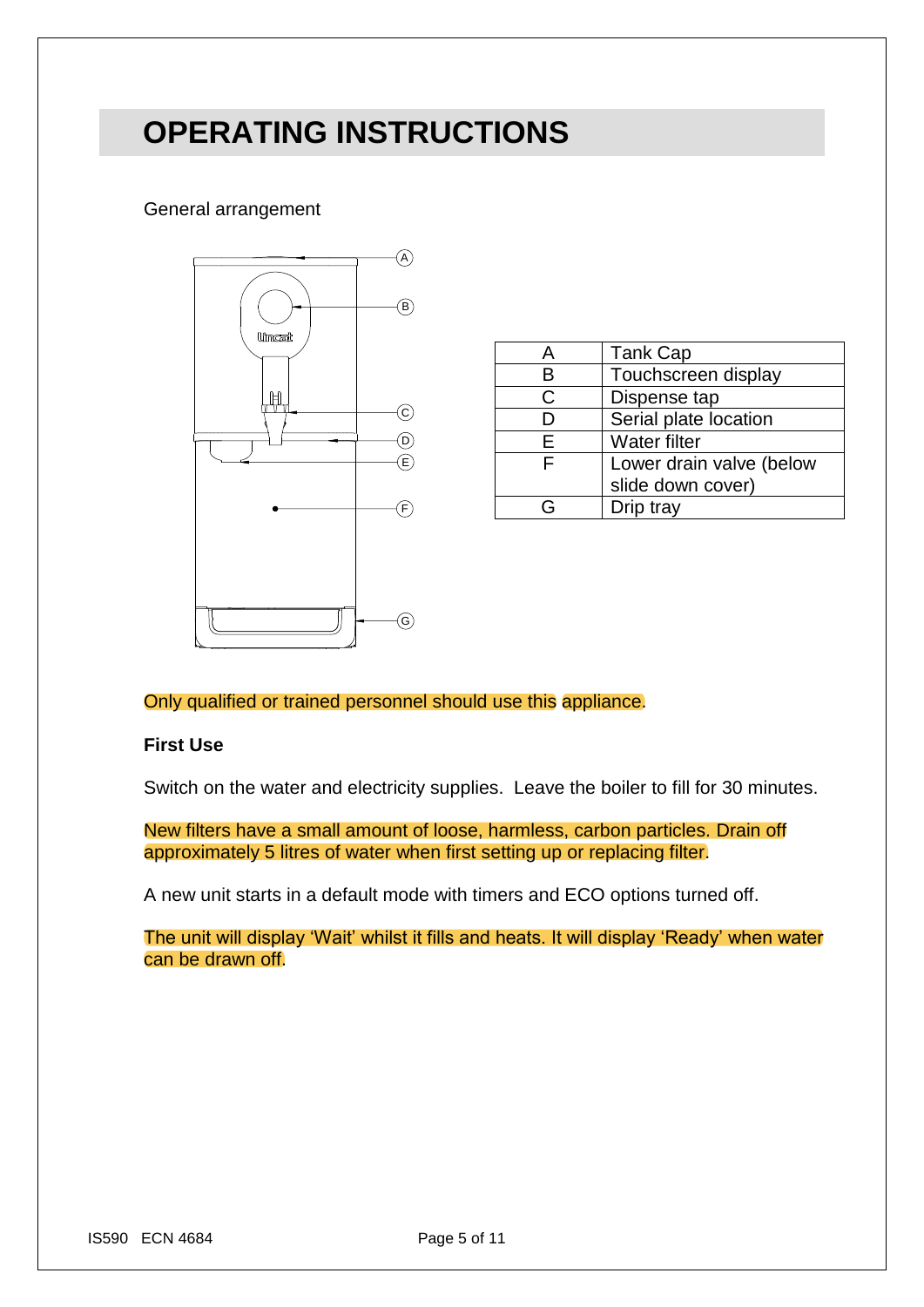# OPERATING INSTRUCTIONS

General arrangement

| A | Tank Cap |
|---|---|
| B | Touchscreen display |
| C | Dispense tap |
| D | Serial plate location |
| E | Water filter |
| F | Lower drain valve (below slide down cover) |
| G | Drip tray |

Only qualified or trained personnel should use this appliance.

**First Use**

Switch on the water and electricity supplies.  Leave the boiler to fill for 30 minutes.

New filters have a small amount of loose, harmless, carbon particles. Drain off approximately 5 litres of water when first setting up or replacing filter.

A new unit starts in a default mode with timers and ECO options turned off.

The unit will display 'Wait' whilst it fills and heats. It will display 'Ready' when water can be drawn off.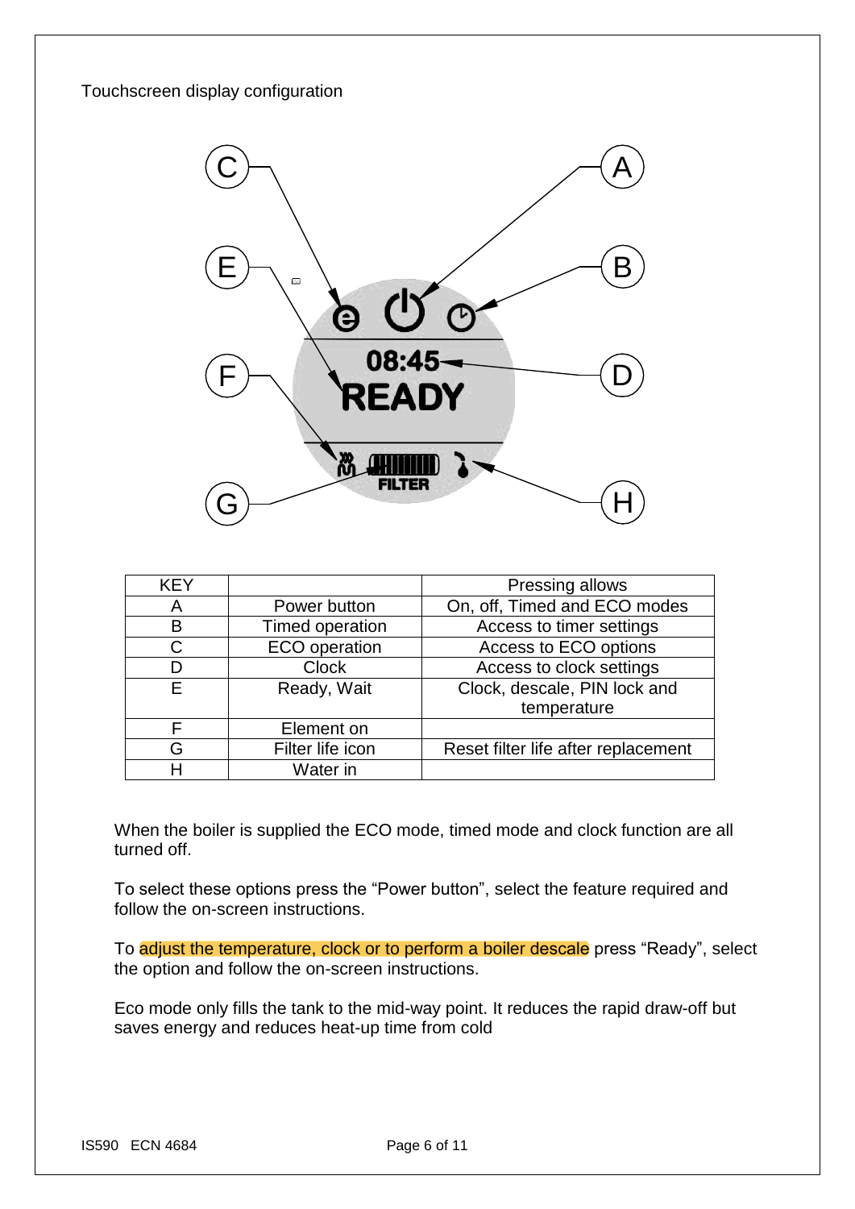Touchscreen display configuration

| KEY | | Pressing allows |
|---|---|---|
| A | Power button | On, off, Timed and ECO modes |
| B | Timed operation | Access to timer settings |
| C | ECO operation | Access to ECO options |
| D | Clock | Access to clock settings |
| E | Ready, Wait | Clock, descale, PIN lock and temperature |
| F | Element on | |
| G | Filter life icon | Reset filter life after replacement |
| H | Water in | |

When the boiler is supplied the ECO mode, timed mode and clock function are all turned off.

To select these options press the “Power button”, select the feature required and follow the on-screen instructions.

To adjust the temperature, clock or to perform a boiler descale press “Ready”, select the option and follow the on-screen instructions.

Eco mode only fills the tank to the mid-way point. It reduces the rapid draw-off but saves energy and reduces heat-up time from cold

IS590 ECN 4684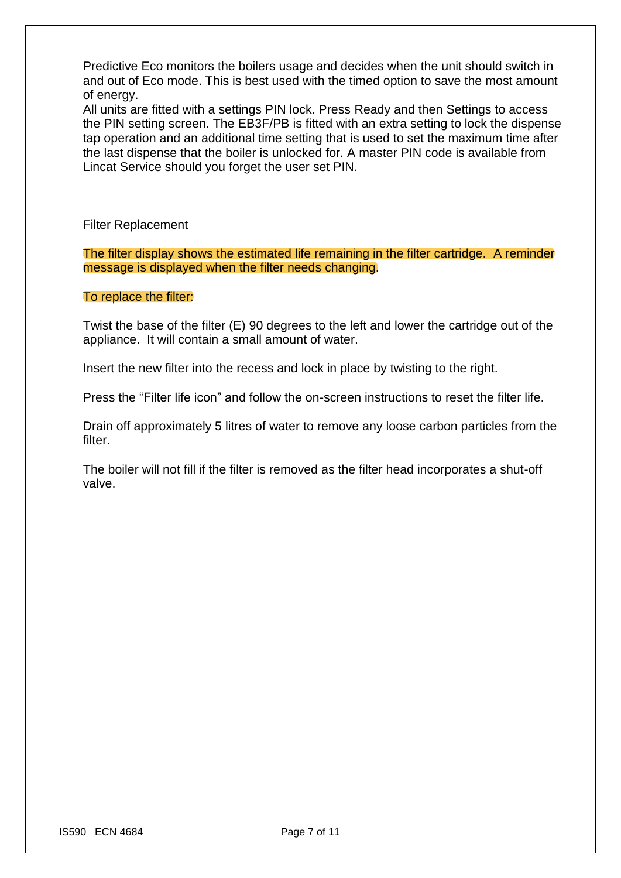Predictive Eco monitors the boilers usage and decides when the unit should switch in and out of Eco mode. This is best used with the timed option to save the most amount of energy.

All units are fitted with a settings PIN lock. Press Ready and then Settings to access the PIN setting screen. The EB3F/PB is fitted with an extra setting to lock the dispense tap operation and an additional time setting that is used to set the maximum time after the last dispense that the boiler is unlocked for. A master PIN code is available from Lincat Service should you forget the user set PIN.

## Filter Replacement

The filter display shows the estimated life remaining in the filter cartridge. A reminder message is displayed when the filter needs changing.

To replace the filter:

Twist the base of the filter (E) 90 degrees to the left and lower the cartridge out of the appliance. It will contain a small amount of water.

Insert the new filter into the recess and lock in place by twisting to the right.

Press the “Filter life icon” and follow the on-screen instructions to reset the filter life.

Drain off approximately 5 litres of water to remove any loose carbon particles from the filter.

The boiler will not fill if the filter is removed as the filter head incorporates a shut-off valve.

IS590 ECN 4684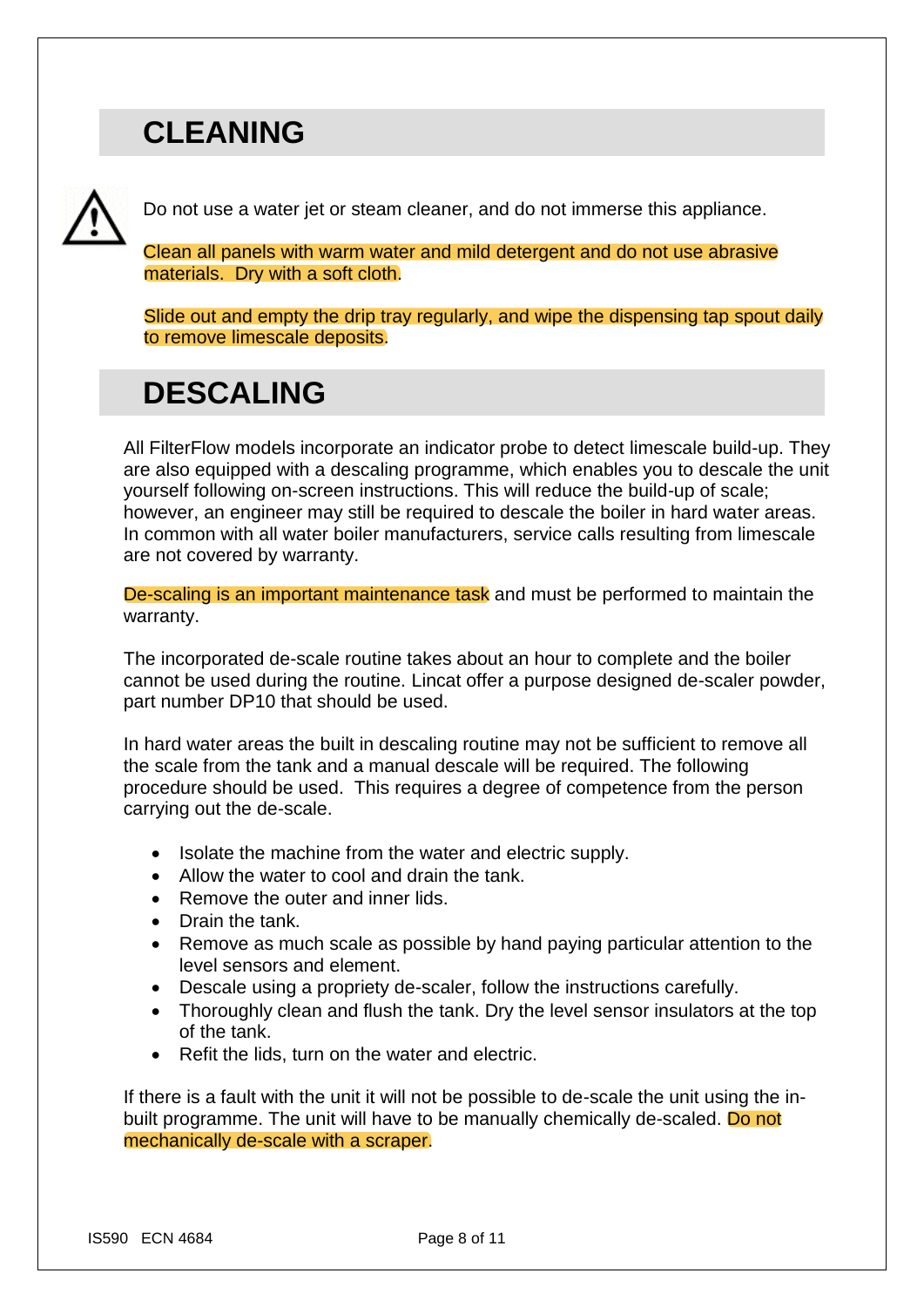## CLEANING

Do not use a water jet or steam cleaner, and do not immerse this appliance.

Clean all panels with warm water and mild detergent and do not use abrasive materials. Dry with a soft cloth.

Slide out and empty the drip tray regularly, and wipe the dispensing tap spout daily to remove limescale deposits.

## DESCALING

All FilterFlow models incorporate an indicator probe to detect limescale build-up. They are also equipped with a descaling programme, which enables you to descale the unit yourself following on-screen instructions. This will reduce the build-up of scale; however, an engineer may still be required to descale the boiler in hard water areas. In common with all water boiler manufacturers, service calls resulting from limescale are not covered by warranty.

De-scaling is an important maintenance task and must be performed to maintain the warranty.

The incorporated de-scale routine takes about an hour to complete and the boiler cannot be used during the routine. Lincat offer a purpose designed de-scaler powder, part number DP10 that should be used.

In hard water areas the built in descaling routine may not be sufficient to remove all the scale from the tank and a manual descale will be required. The following procedure should be used. This requires a degree of competence from the person carrying out the de-scale.

- Isolate the machine from the water and electric supply.
- Allow the water to cool and drain the tank.
- Remove the outer and inner lids.
- Drain the tank.
- Remove as much scale as possible by hand paying particular attention to the level sensors and element.
- Descale using a propriety de-scaler, follow the instructions carefully.
- Thoroughly clean and flush the tank. Dry the level sensor insulators at the top of the tank.
- Refit the lids, turn on the water and electric.

If there is a fault with the unit it will not be possible to de-scale the unit using the in-built programme. The unit will have to be manually chemically de-scaled. Do not mechanically de-scale with a scraper.

IS590 ECN 4684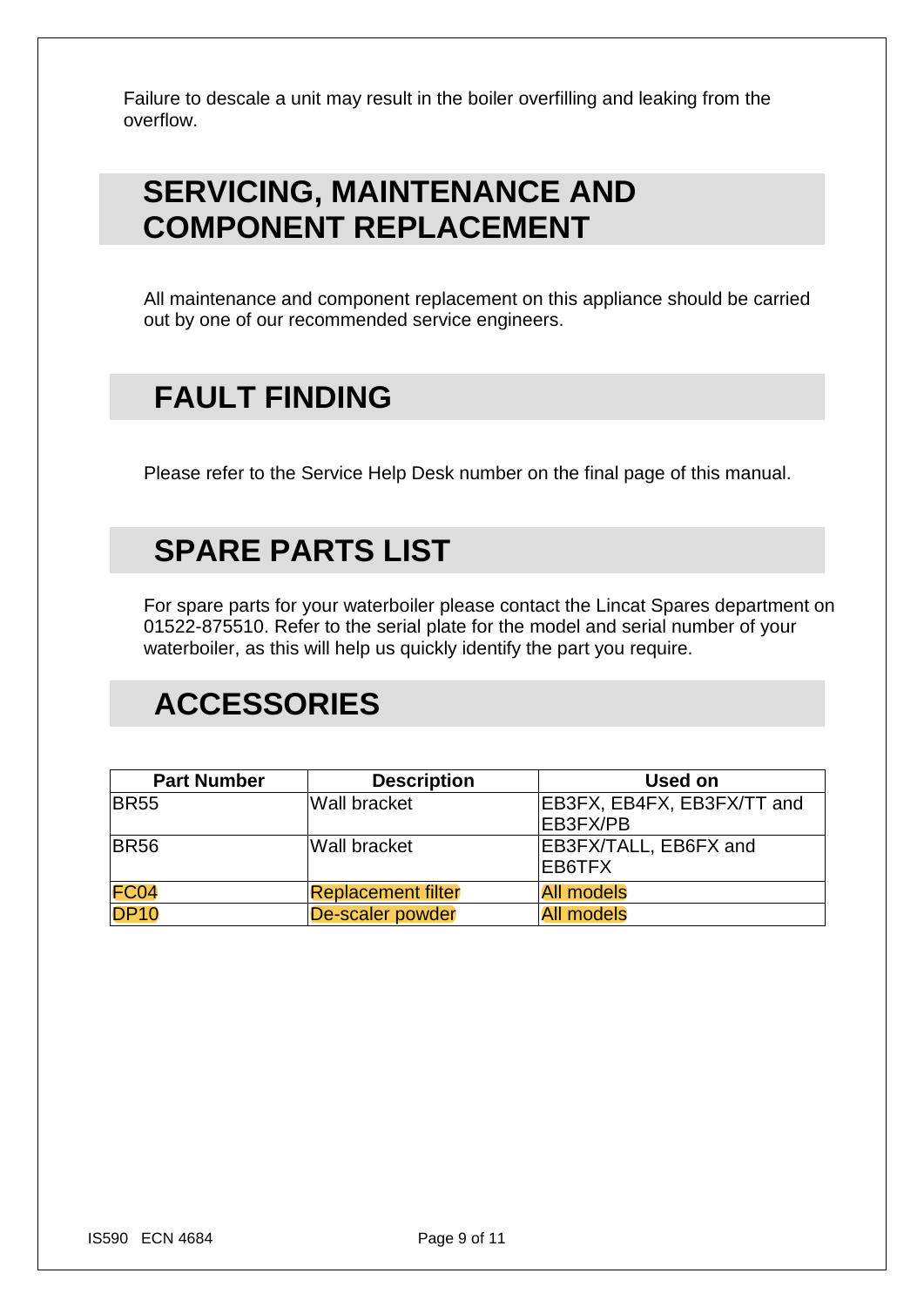Failure to descale a unit may result in the boiler overfilling and leaking from the overflow.

## SERVICING, MAINTENANCE AND COMPONENT REPLACEMENT

All maintenance and component replacement on this appliance should be carried out by one of our recommended service engineers.

## FAULT FINDING

Please refer to the Service Help Desk number on the final page of this manual.

## SPARE PARTS LIST

For spare parts for your waterboiler please contact the Lincat Spares department on 01522-875510. Refer to the serial plate for the model and serial number of your waterboiler, as this will help us quickly identify the part you require.

## ACCESSORIES

| Part Number | Description | Used on |
|---|---|---|
| BR55 | Wall bracket | EB3FX, EB4FX, EB3FX/TT and EB3FX/PB |
| BR56 | Wall bracket | EB3FX/TALL, EB6FX and EB6TFX |
| FC04 | Replacement filter | All models |
| DP10 | De-scaler powder | All models |

IS590 ECN 4684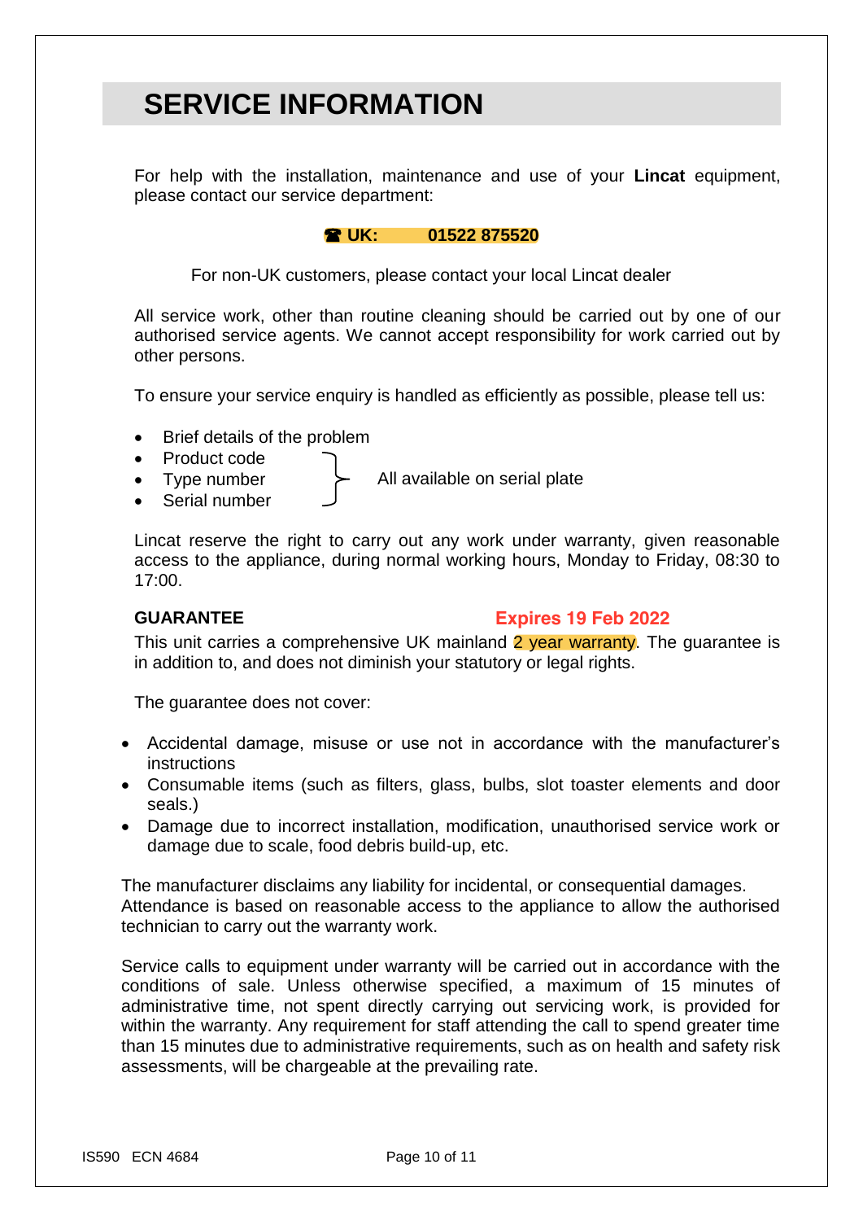# SERVICE INFORMATION

For help with the installation, maintenance and use of your **Lincat** equipment, please contact our service department:

**☎ UK: 01522 875520**

For non-UK customers, please contact your local Lincat dealer

All service work, other than routine cleaning should be carried out by one of our authorised service agents. We cannot accept responsibility for work carried out by other persons.

To ensure your service enquiry is handled as efficiently as possible, please tell us:

- Brief details of the problem
- Product code
- Type number
- Serial number

(Product code, type number and serial number: All available on serial plate)

Lincat reserve the right to carry out any work under warranty, given reasonable access to the appliance, during normal working hours, Monday to Friday, 08:30 to 17:00.

**GUARANTEE** **Expires 19 Feb 2022**

This unit carries a comprehensive UK mainland 2 year warranty. The guarantee is in addition to, and does not diminish your statutory or legal rights.

The guarantee does not cover:

- Accidental damage, misuse or use not in accordance with the manufacturer's instructions
- Consumable items (such as filters, glass, bulbs, slot toaster elements and door seals.)
- Damage due to incorrect installation, modification, unauthorised service work or damage due to scale, food debris build-up, etc.

The manufacturer disclaims any liability for incidental, or consequential damages. Attendance is based on reasonable access to the appliance to allow the authorised technician to carry out the warranty work.

Service calls to equipment under warranty will be carried out in accordance with the conditions of sale. Unless otherwise specified, a maximum of 15 minutes of administrative time, not spent directly carrying out servicing work, is provided for within the warranty. Any requirement for staff attending the call to spend greater time than 15 minutes due to administrative requirements, such as on health and safety risk assessments, will be chargeable at the prevailing rate.